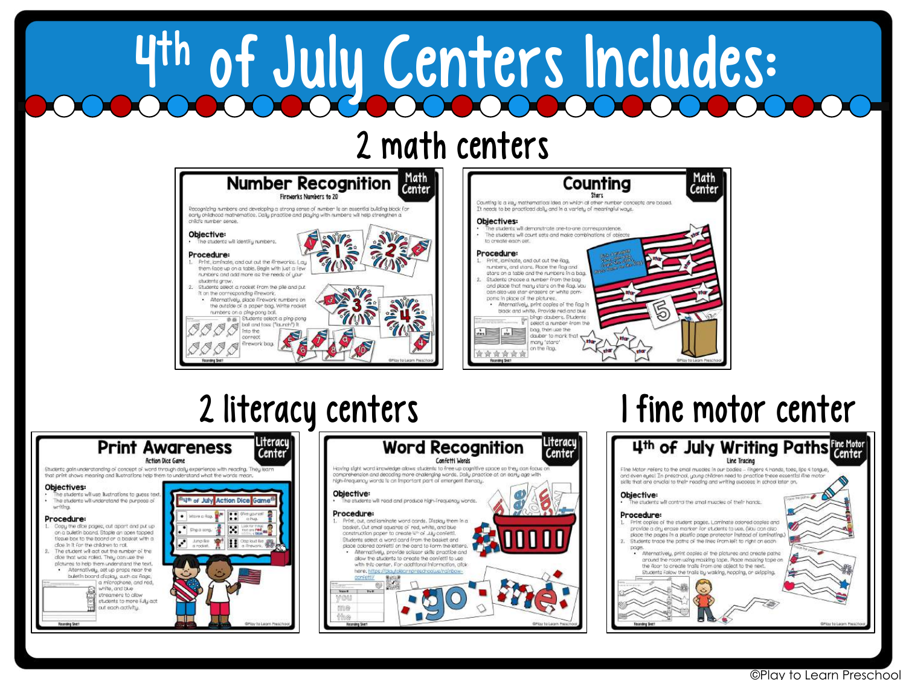# 4th of July Centers Includes:

## 2 math centers

### Number Recognition — Math Center

Fireworks Numbers to 20

Recognizing numbers and developing a strong sense of number is an essential building block for early childhood mathematics. Daily practice and playing with numbers will help strengthen a child's number sense.

**Objective:**

- The students will identify numbers.

**Procedure:**

1. Print, laminate, and cut out the fireworks. Lay them face up on a table. Begin with just a few numbers and add more as the needs of your students grow.
2. Students select a rocket from the pile and put it on the corresponding firework.
   - Alternatively, place firework numbers on the outside of a paper bag. Write rocket numbers on a ping-pong ball. Students select a ping-pong ball and toss ("launch") it into the correct firework bag.

### Counting — Math Center

Stars

Counting is a key mathematical idea on which all other number concepts are based. It needs to be practiced daily and in a variety of meaningful ways.

**Objectives:**

- The students will demonstrate one-to-one correspondence.
- The students will count sets and make combinations of objects to create each set.

**Procedure:**

1. Print, laminate, and cut out the flag, numbers, and stars. Place the flag and stars on a table and the numbers in a bag.
2. Students choose a number from the bag and place that many stars on the flag. You can also use star erasers or white pom-poms in place of the pictures.
   - Alternatively, print copies of the flag in black and white. Provide red and blue bingo daubers. Students select a number from the bag, then use the dauber to mark that many 'stars' on the flag.

## 2 literacy centers

### Print Awareness — Literacy Center

Action Dice Game

Students gain understanding of concept of word through daily experience with reading. They learn that print shows meaning and illustrations help them to understand what the words mean.

**Objectives:**

- The students will use illustrations to guess text.
- The students will understand the purpose of writing.

**Procedure:**

1. Copy the dice pages, cut apart and put up on a bulletin board. Staple an open topped tissue box to the board or a basket with a dice in it for the children to roll.
2. The student will act out the number of the dice that was rolled. They can use the pictures to help them understand the text.
   - Alternatively, set up props near the bulletin board display, such as flags, a microphone, and red, white, and blue streamers to allow students to more fully act out each activity.

### Word Recognition — Literacy Center

Confetti Words

Having sight word knowledge allows students to free up cognitive space so they can focus on comprehension and decoding more challenging words. Daily practice at an early age with high-frequency words is an important part of emergent literacy.

**Objective:**

- The students will read and produce high-frequency words.

**Procedure:**

1. Print, cut, and laminate word cards. Display them in a basket. Cut small squares of red, white, and blue construction paper to create 4th of July confetti. Students select a word card from the basket and place colored confetti on the card to form the letters.
   - Alternatively, provide scissor skills practice and allow the students to create the confetti to use with this center. For additional information, click here: https://playtolearnpreschool.us/rainbow-confetti/

## 1 fine motor center

### 4th of July Writing Paths — Fine Motor Center

Line Tracing

Fine Motor refers to the small muscles in our bodies – fingers & hands, toes, lips & tongue, and even eyes! In preschool, young children need to practice these essential fine motor skills that are crucial to their reading and writing success in school later on.

**Objective:**

- The students will control the small muscles of their hands.

**Procedure:**

1. Print copies of the student pages. Laminate colored copies and provide a dry erase marker for students to use. (You can also place the pages in a plastic page protector instead of laminating.)
2. Students trace the paths of the lines from left to right on each page.
   - Alternatively, print copies of the pictures and create paths around the room using masking tape. Place masking tape on the floor to create trails from one object to the next. Students follow the trails by walking, hopping, or skipping.

©Play to Learn Preschool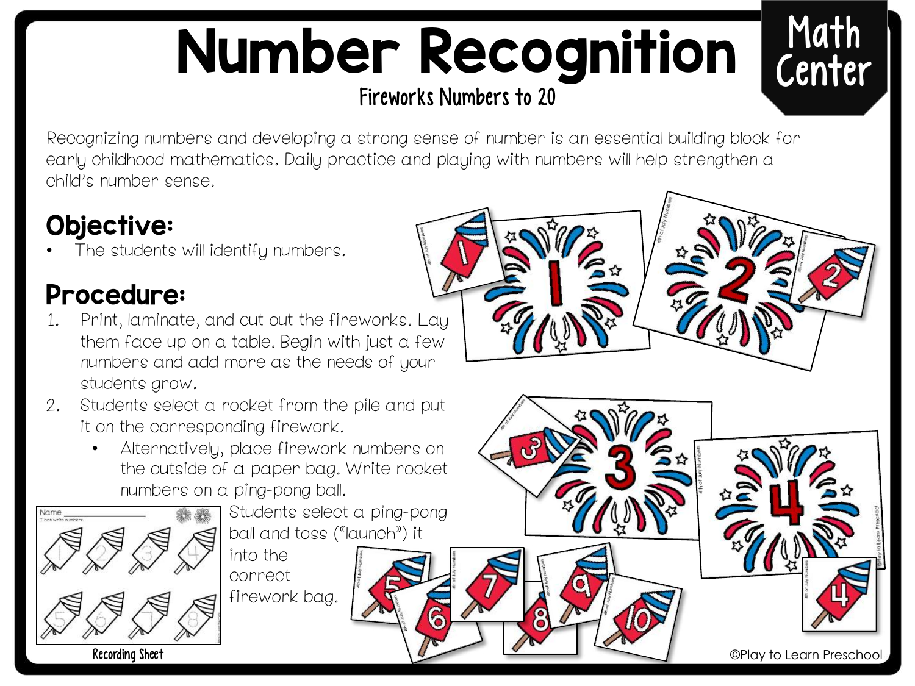# Number Recognition

**Math Center**

## Fireworks Numbers to 20

Recognizing numbers and developing a strong sense of number is an essential building block for early childhood mathematics. Daily practice and playing with numbers will help strengthen a child's number sense.

## Objective:

- The students will identify numbers.

## Procedure:

1. Print, laminate, and cut out the fireworks. Lay them face up on a table. Begin with just a few numbers and add more as the needs of your students grow.
2. Students select a rocket from the pile and put it on the corresponding firework.
   - Alternatively, place firework numbers on the outside of a paper bag. Write rocket numbers on a ping-pong ball. Students select a ping-pong ball and toss ("launch") it into the correct firework bag.

Recording Sheet

©Play to Learn Preschool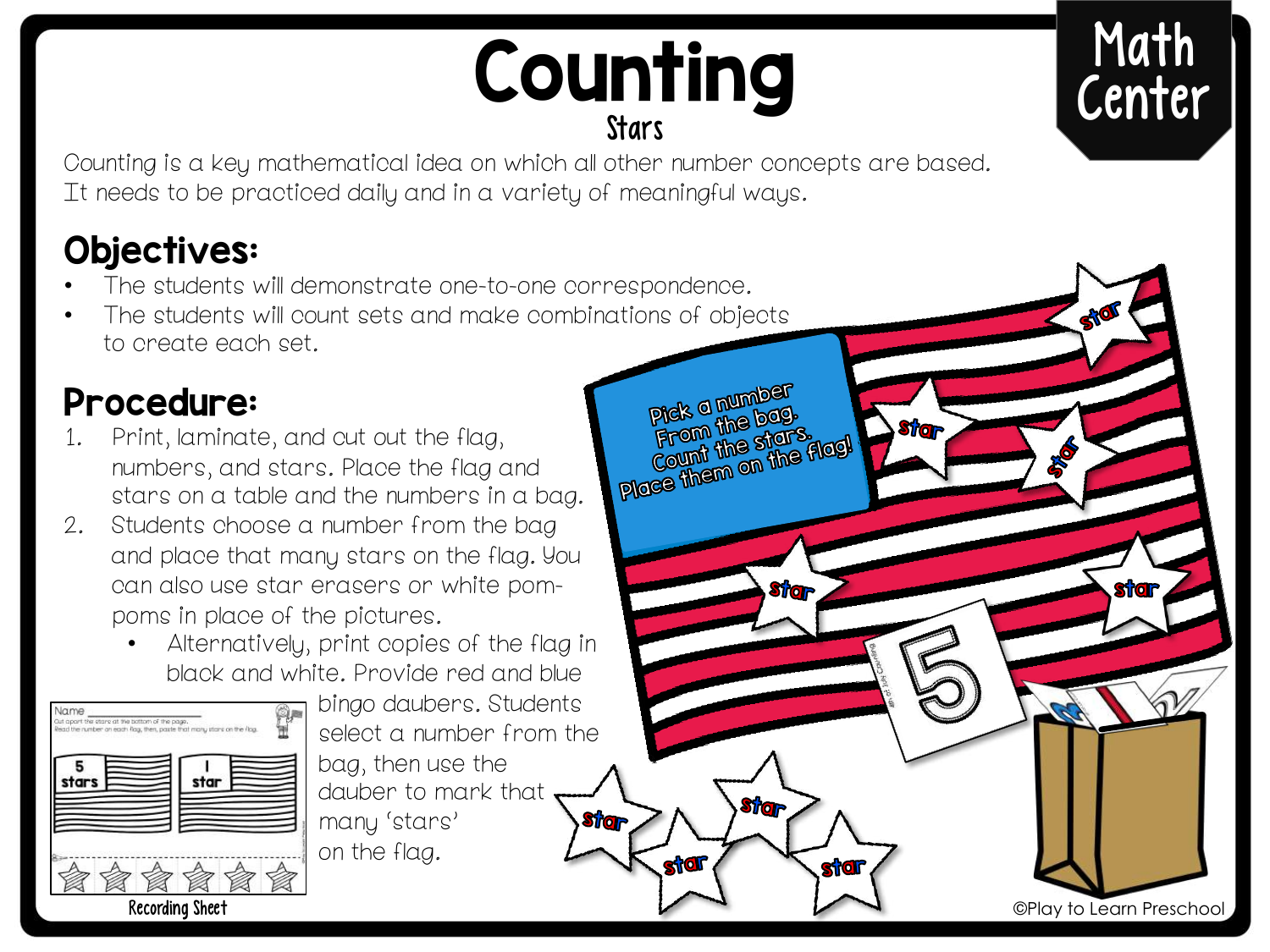# Counting

## Stars

Math Center

Counting is a key mathematical idea on which all other number concepts are based. It needs to be practiced daily and in a variety of meaningful ways.

## Objectives:

- The students will demonstrate one-to-one correspondence.
- The students will count sets and make combinations of objects to create each set.

## Procedure:

1. Print, laminate, and cut out the flag, numbers, and stars. Place the flag and stars on a table and the numbers in a bag.
2. Students choose a number from the bag and place that many stars on the flag. You can also use star erasers or white pom-poms in place of the pictures.
   - Alternatively, print copies of the flag in black and white. Provide red and blue bingo daubers. Students select a number from the bag, then use the dauber to mark that many 'stars' on the flag.

Pick a number from the bag. Count the stars. Place them on the flag!

Recording Sheet

©Play to Learn Preschool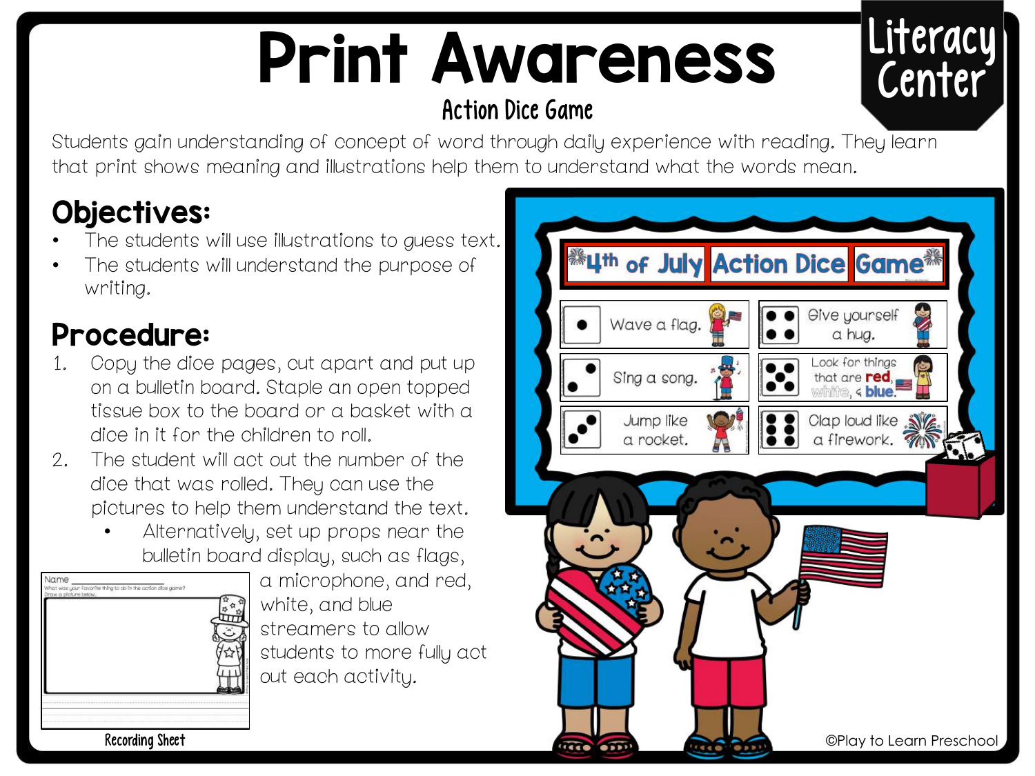# Print Awareness

Literacy Center

## Action Dice Game

Students gain understanding of concept of word through daily experience with reading. They learn that print shows meaning and illustrations help them to understand what the words mean.

## Objectives:

- The students will use illustrations to guess text.
- The students will understand the purpose of writing.

## Procedure:

1. Copy the dice pages, cut apart and put up on a bulletin board. Staple an open topped tissue box to the board or a basket with a dice in it for the children to roll.
2. The student will act out the number of the dice that was rolled. They can use the pictures to help them understand the text.
   - Alternatively, set up props near the bulletin board display, such as flags, a microphone, and red, white, and blue streamers to allow students to more fully act out each activity.

4th of July Action Dice Game

- Wave a flag.
- Sing a song.
- Jump like a rocket.
- Give yourself a hug.
- Look for things that are red, white, & blue.
- Clap loud like a firework.

Name

What was your favorite thing to do in the action dice game? Draw a picture below.

Recording Sheet

©Play to Learn Preschool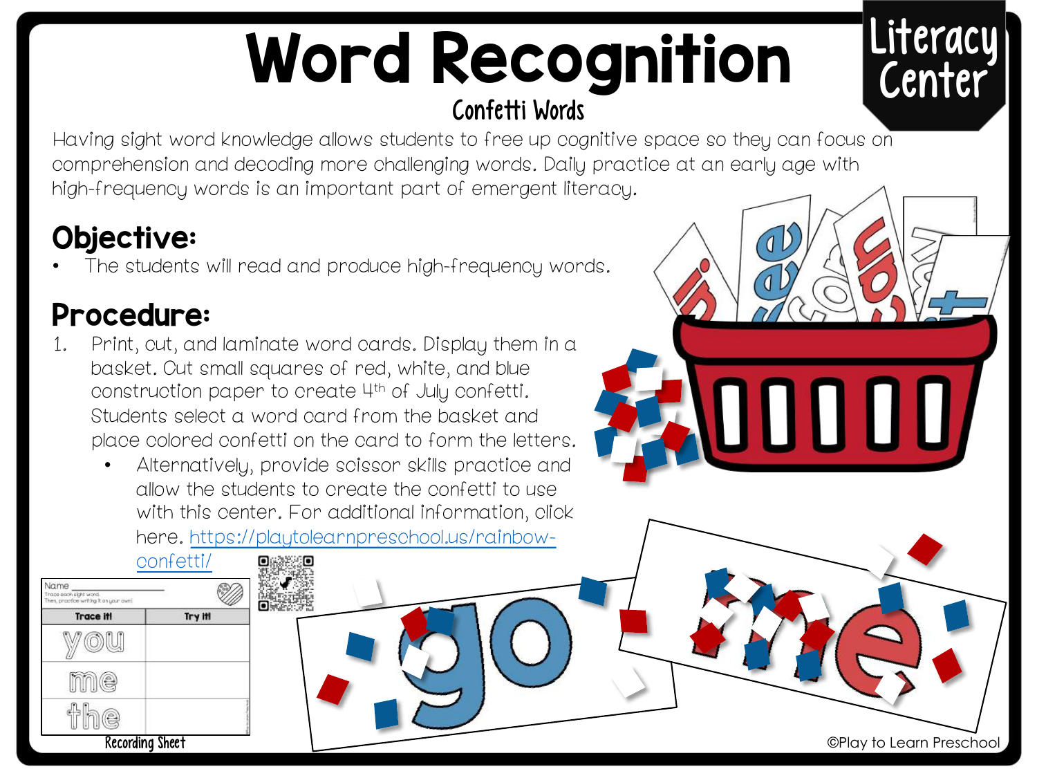# Word Recognition

## Confetti Words

**Literacy Center**

Having sight word knowledge allows students to free up cognitive space so they can focus on comprehension and decoding more challenging words. Daily practice at an early age with high-frequency words is an important part of emergent literacy.

## Objective:

- The students will read and produce high-frequency words.

## Procedure:

1. Print, cut, and laminate word cards. Display them in a basket. Cut small squares of red, white, and blue construction paper to create 4th of July confetti. Students select a word card from the basket and place colored confetti on the card to form the letters.
   - Alternatively, provide scissor skills practice and allow the students to create the confetti to use with this center. For additional information, click here. https://playtolearnpreschool.us/rainbow-confetti/

Recording Sheet

©Play to Learn Preschool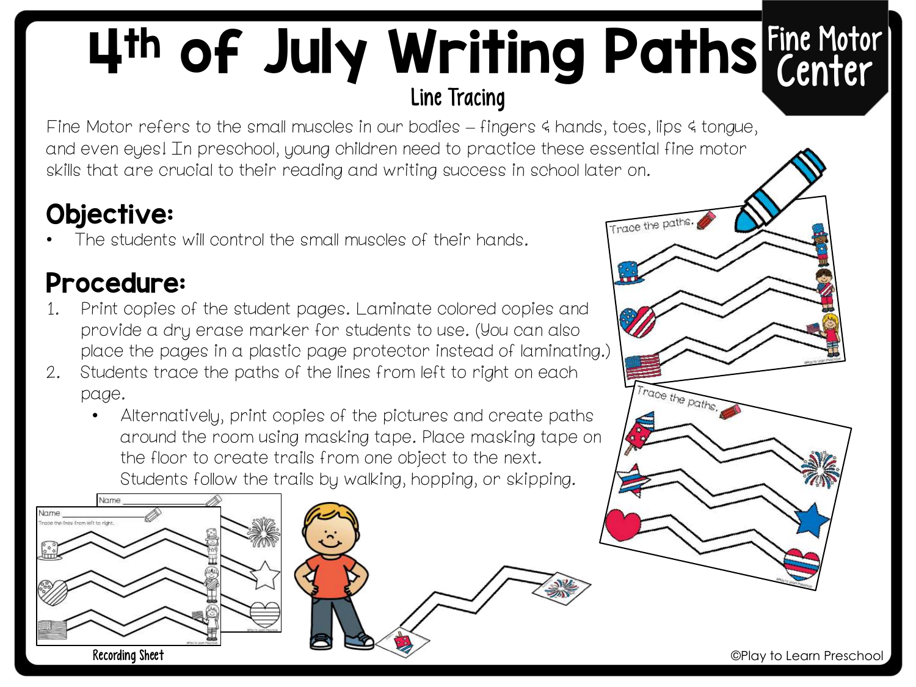# 4th of July Writing Paths

Fine Motor Center

Line Tracing

Fine Motor refers to the small muscles in our bodies – fingers & hands, toes, lips & tongue, and even eyes! In preschool, young children need to practice these essential fine motor skills that are crucial to their reading and writing success in school later on.

## Objective:

- The students will control the small muscles of their hands.

## Procedure:

1. Print copies of the student pages. Laminate colored copies and provide a dry erase marker for students to use. (You can also place the pages in a plastic page protector instead of laminating.)
2. Students trace the paths of the lines from left to right on each page.
   - Alternatively, print copies of the pictures and create paths around the room using masking tape. Place masking tape on the floor to create trails from one object to the next. Students follow the trails by walking, hopping, or skipping.

Trace the paths.

Trace the paths.

Name

Trace the lines from left to right.

Recording Sheet

©Play to Learn Preschool